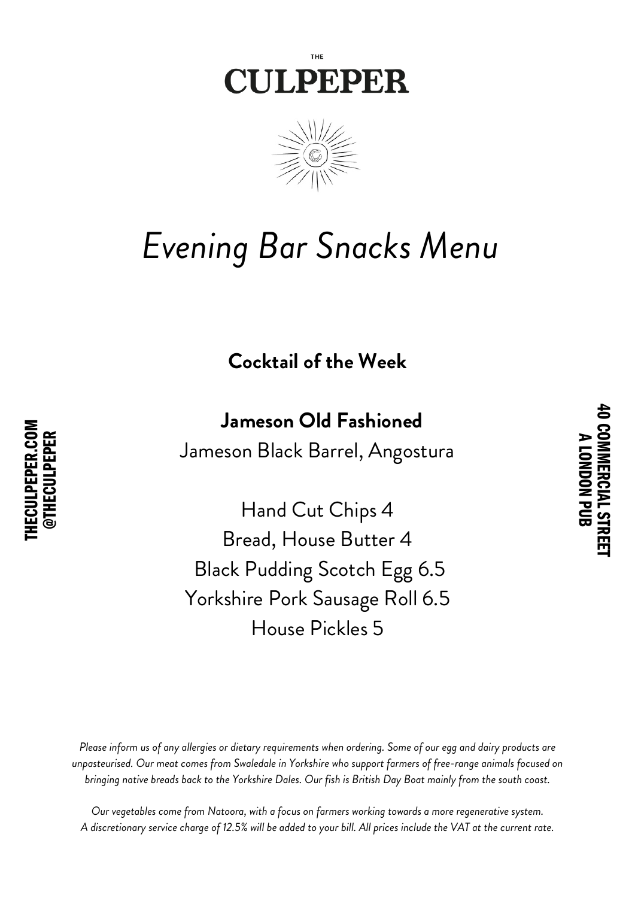THE

# CULPEPER

## *Evening Bar Snacks Menu*

### Cocktail of the Week

**Jameson Old Fashioned**

Jameson Black Barrel, Angostura

Hand Cut Chips 4

Bread, House Butter 4

Black Pudding Scotch Egg 6.5

Yorkshire Pork Sausage Roll 6.5

House Pickles 5

THECULPEPER.COM
@THECULPEPER

40 COMMERCIAL STREET
A LONDON PUB

*Please inform us of any allergies or dietary requirements when ordering. Some of our egg and dairy products are unpasteurised. Our meat comes from Swaledale in Yorkshire who support farmers of free-range animals focused on bringing native breads back to the Yorkshire Dales. Our fish is British Day Boat mainly from the south coast.*

*Our vegetables come from Natoora, with a focus on farmers working towards a more regenerative system. A discretionary service charge of 12.5% will be added to your bill. All prices include the VAT at the current rate.*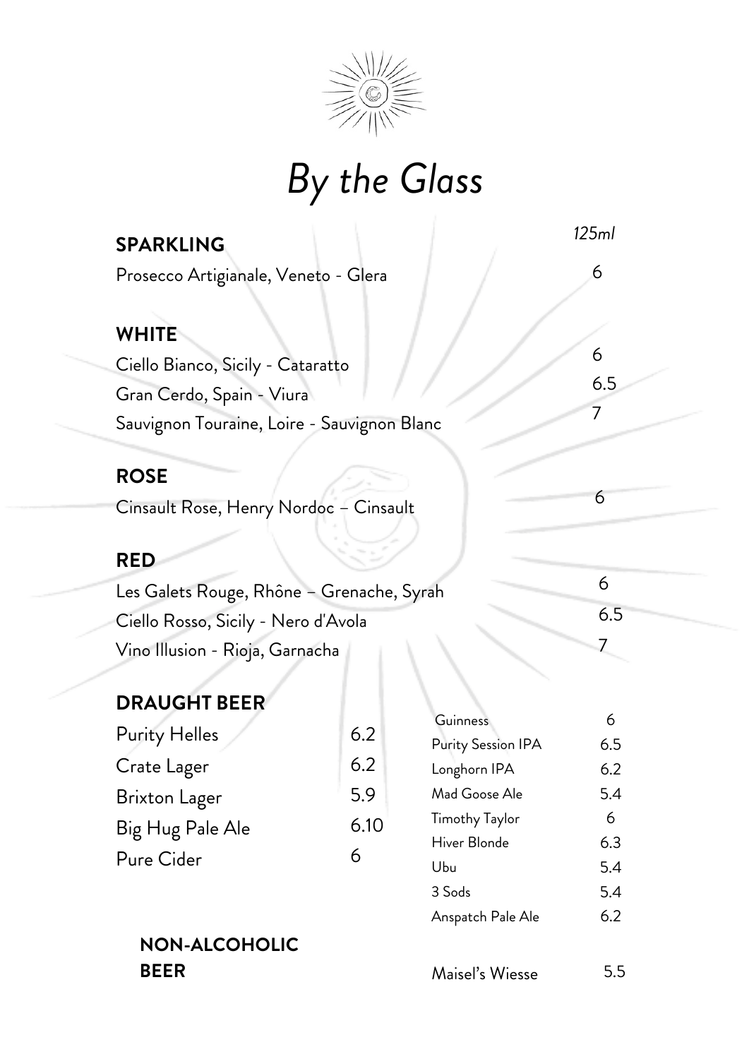# By the Glass

*125ml*

## SPARKLING

| | |
|---|---|
| Prosecco Artigianale, Veneto - Glera | 6 |

## WHITE

| | |
|---|---|
| Ciello Bianco, Sicily - Cataratto | 6 |
| Gran Cerdo, Spain - Viura | 6.5 |
| Sauvignon Touraine, Loire - Sauvignon Blanc | 7 |

## ROSE

| | |
|---|---|
| Cinsault Rose, Henry Nordoc – Cinsault | 6 |

## RED

| | |
|---|---|
| Les Galets Rouge, Rhône – Grenache, Syrah | 6 |
| Ciello Rosso, Sicily - Nero d'Avola | 6.5 |
| Vino Illusion - Rioja, Garnacha | 7 |

## DRAUGHT BEER

| | |
|---|---|
| Purity Helles | 6.2 |
| Crate Lager | 6.2 |
| Brixton Lager | 5.9 |
| Big Hug Pale Ale | 6.10 |
| Pure Cider | 6 |
| Guinness | 6 |
| Purity Session IPA | 6.5 |
| Longhorn IPA | 6.2 |
| Mad Goose Ale | 5.4 |
| Timothy Taylor | 6 |
| Hiver Blonde | 6.3 |
| Ubu | 5.4 |
| 3 Sods | 5.4 |
| Anspatch Pale Ale | 6.2 |

## NON-ALCOHOLIC BEER

| | |
|---|---|
| Maisel's Wiesse | 5.5 |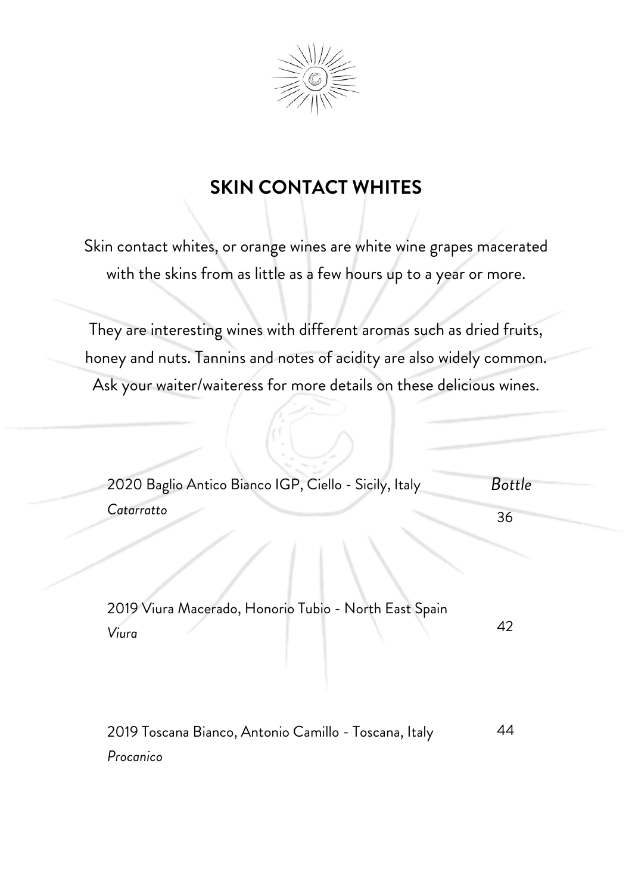## SKIN CONTACT WHITES

Skin contact whites, or orange wines are white wine grapes macerated with the skins from as little as a few hours up to a year or more.

They are interesting wines with different aromas such as dried fruits, honey and nuts. Tannins and notes of acidity are also widely common. Ask your waiter/waiteress for more details on these delicious wines.

| | *Bottle* |
|---|---|
| 2020 Baglio Antico Bianco IGP, Ciello - Sicily, Italy<br>*Catarratto* | 36 |
| 2019 Viura Macerado, Honorio Tubio - North East Spain<br>*Viura* | 42 |
| 2019 Toscana Bianco, Antonio Camillo - Toscana, Italy<br>*Procanico* | 44 |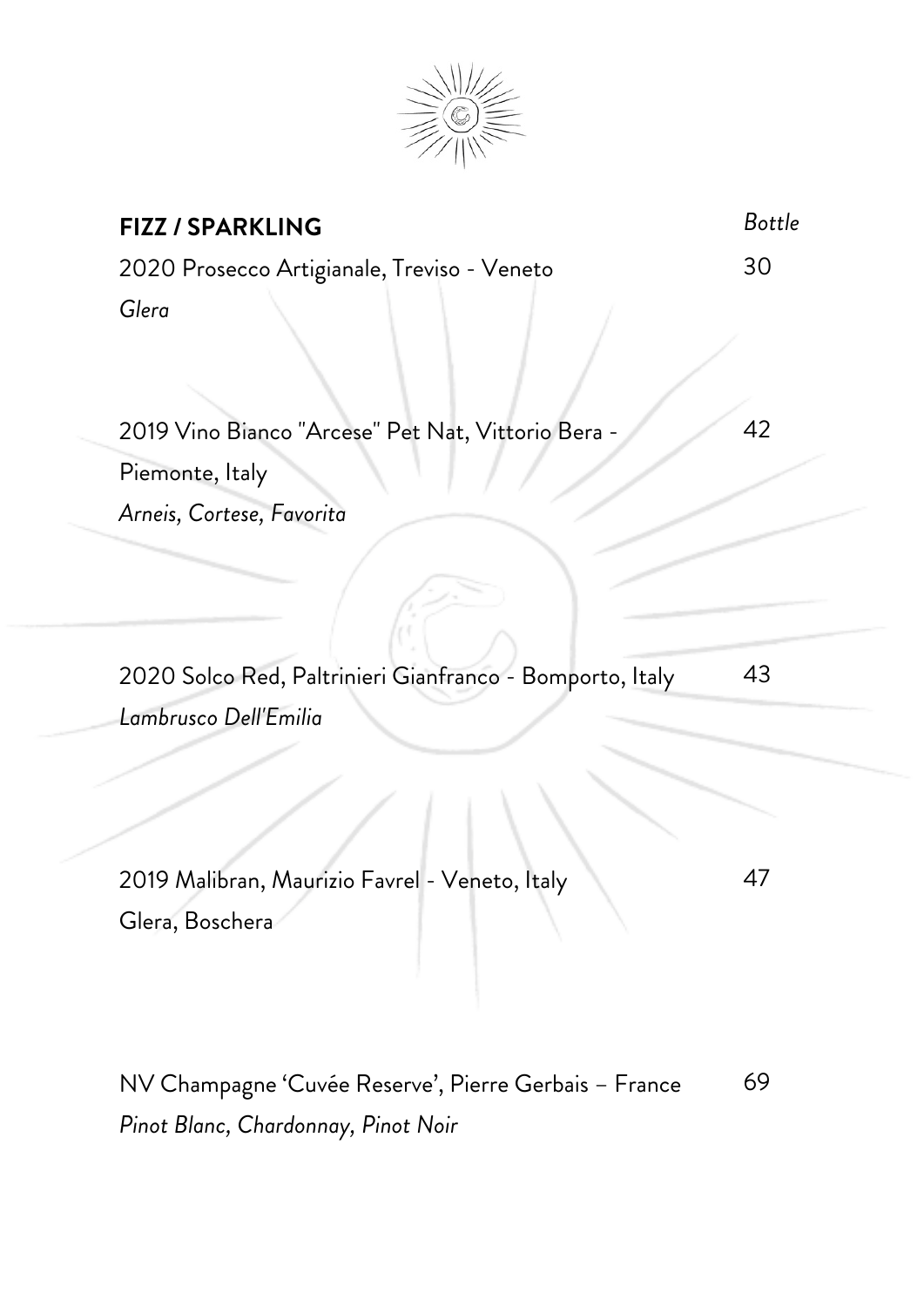## FIZZ / SPARKLING

| | *Bottle* |
|---|---|
| 2020 Prosecco Artigianale, Treviso - Veneto<br>*Glera* | 30 |
| 2019 Vino Bianco "Arcese" Pet Nat, Vittorio Bera - Piemonte, Italy<br>*Arneis, Cortese, Favorita* | 42 |
| 2020 Solco Red, Paltrinieri Gianfranco - Bomporto, Italy<br>*Lambrusco Dell'Emilia* | 43 |
| 2019 Malibran, Maurizio Favrel - Veneto, Italy<br>Glera, Boschera | 47 |
| NV Champagne 'Cuvée Reserve', Pierre Gerbais – France<br>*Pinot Blanc, Chardonnay, Pinot Noir* | 69 |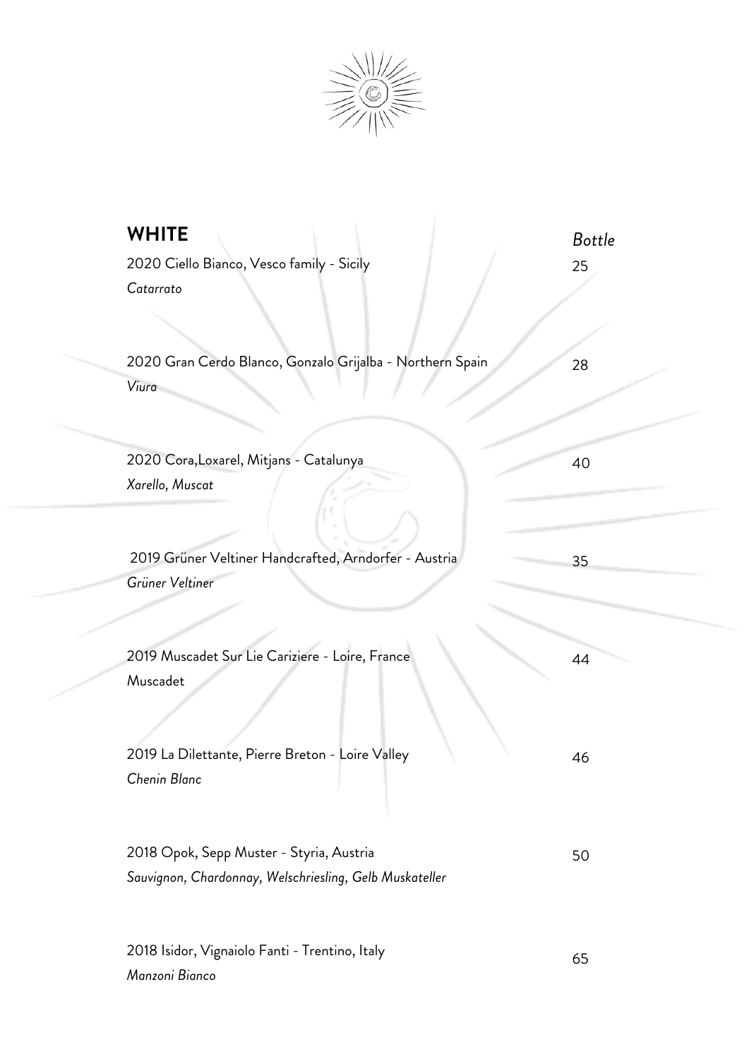## WHITE

*Bottle*

2020 Ciello Bianco, Vesco family - Sicily 25
*Catarrato*

2020 Gran Cerdo Blanco, Gonzalo Grijalba - Northern Spain 28
*Viura*

2020 Cora,Loxarel, Mitjans - Catalunya 40
*Xarello, Muscat*

2019 Grüner Veltiner Handcrafted, Arndorfer - Austria 35
*Grüner Veltiner*

2019 Muscadet Sur Lie Cariziere - Loire, France 44
Muscadet

2019 La Dilettante, Pierre Breton - Loire Valley 46
*Chenin Blanc*

2018 Opok, Sepp Muster - Styria, Austria 50
*Sauvignon, Chardonnay, Welschriesling, Gelb Muskateller*

2018 Isidor, Vignaiolo Fanti - Trentino, Italy 65
*Manzoni Bianco*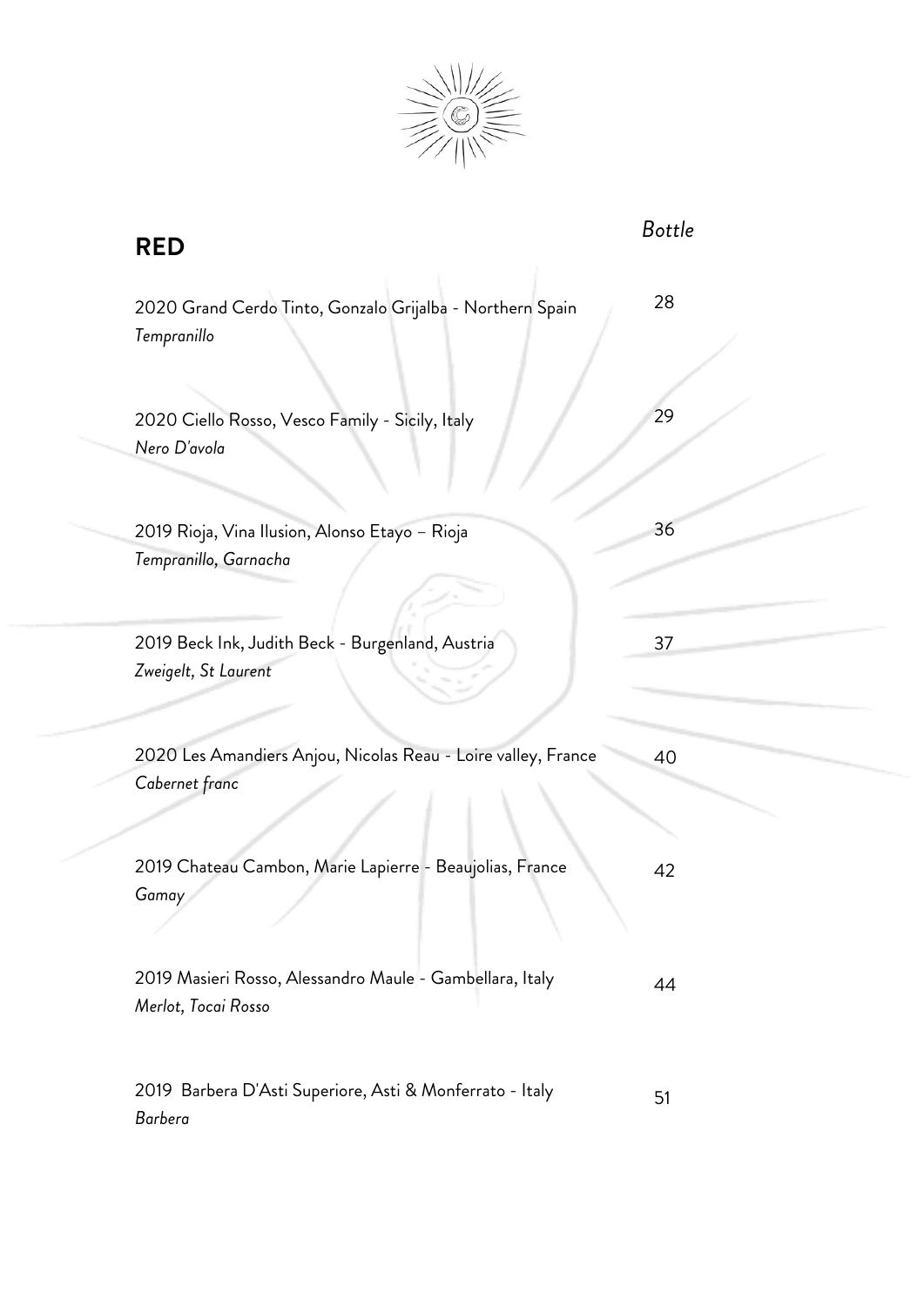## RED

| | Bottle |
|---|---|
| 2020 Grand Cerdo Tinto, Gonzalo Grijalba - Northern Spain<br>*Tempranillo* | 28 |
| 2020 Ciello Rosso, Vesco Family - Sicily, Italy<br>*Nero D'avola* | 29 |
| 2019 Rioja, Vina Ilusion, Alonso Etayo – Rioja<br>*Tempranillo, Garnacha* | 36 |
| 2019 Beck Ink, Judith Beck - Burgenland, Austria<br>*Zweigelt, St Laurent* | 37 |
| 2020 Les Amandiers Anjou, Nicolas Reau - Loire valley, France<br>*Cabernet franc* | 40 |
| 2019 Chateau Cambon, Marie Lapierre - Beaujolias, France<br>*Gamay* | 42 |
| 2019 Masieri Rosso, Alessandro Maule - Gambellara, Italy<br>*Merlot, Tocai Rosso* | 44 |
| 2019 Barbera D'Asti Superiore, Asti & Monferrato - Italy<br>*Barbera* | 51 |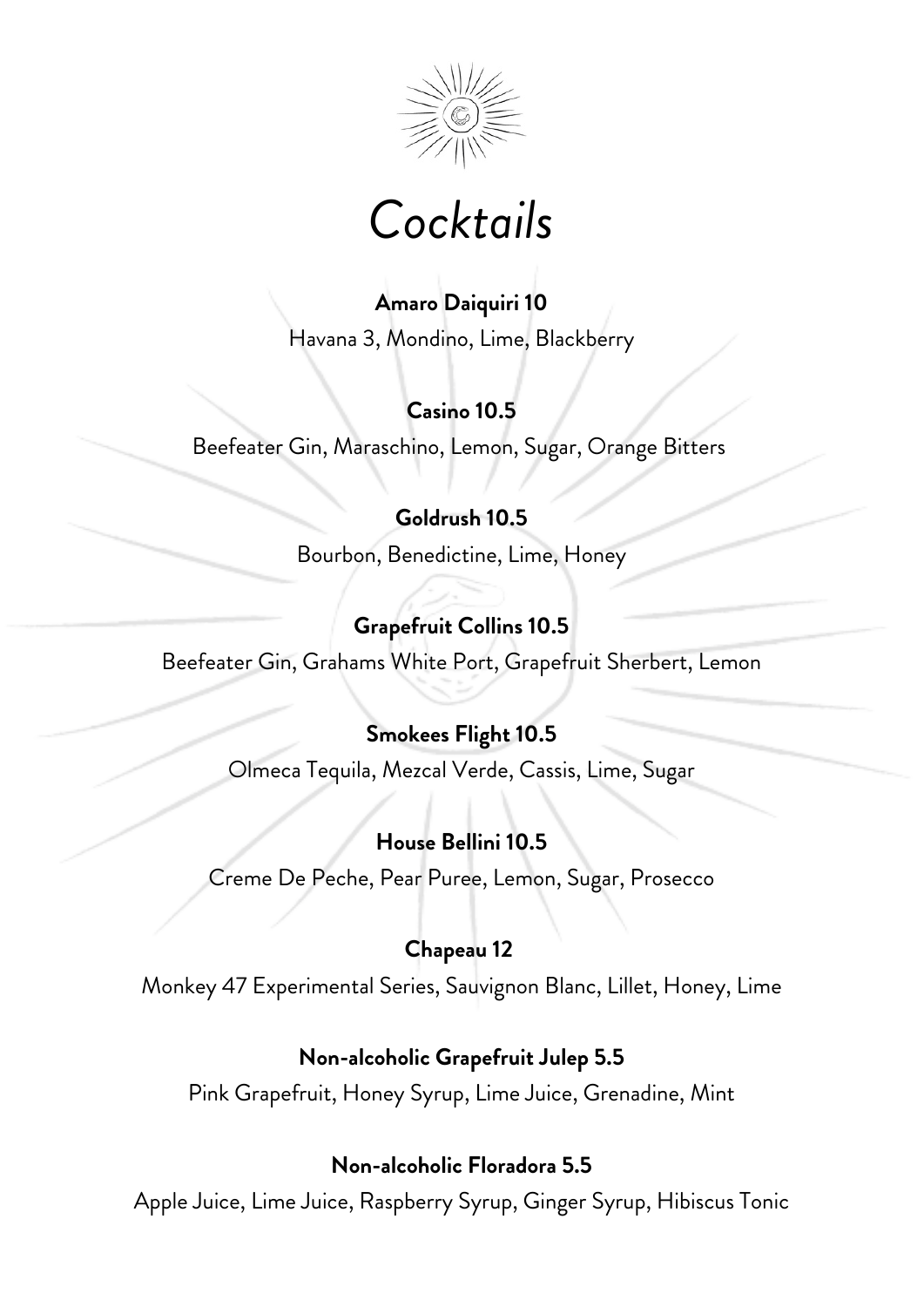# *Cocktails*

**Amaro Daiquiri 10**

Havana 3, Mondino, Lime, Blackberry

**Casino 10.5**

Beefeater Gin, Maraschino, Lemon, Sugar, Orange Bitters

**Goldrush 10.5**

Bourbon, Benedictine, Lime, Honey

**Grapefruit Collins 10.5**

Beefeater Gin, Grahams White Port, Grapefruit Sherbert, Lemon

**Smokees Flight 10.5**

Olmeca Tequila, Mezcal Verde, Cassis, Lime, Sugar

**House Bellini 10.5**

Creme De Peche, Pear Puree, Lemon, Sugar, Prosecco

**Chapeau 12**

Monkey 47 Experimental Series, Sauvignon Blanc, Lillet, Honey, Lime

**Non-alcoholic Grapefruit Julep 5.5**

Pink Grapefruit, Honey Syrup, Lime Juice, Grenadine, Mint

**Non-alcoholic Floradora 5.5**

Apple Juice, Lime Juice, Raspberry Syrup, Ginger Syrup, Hibiscus Tonic